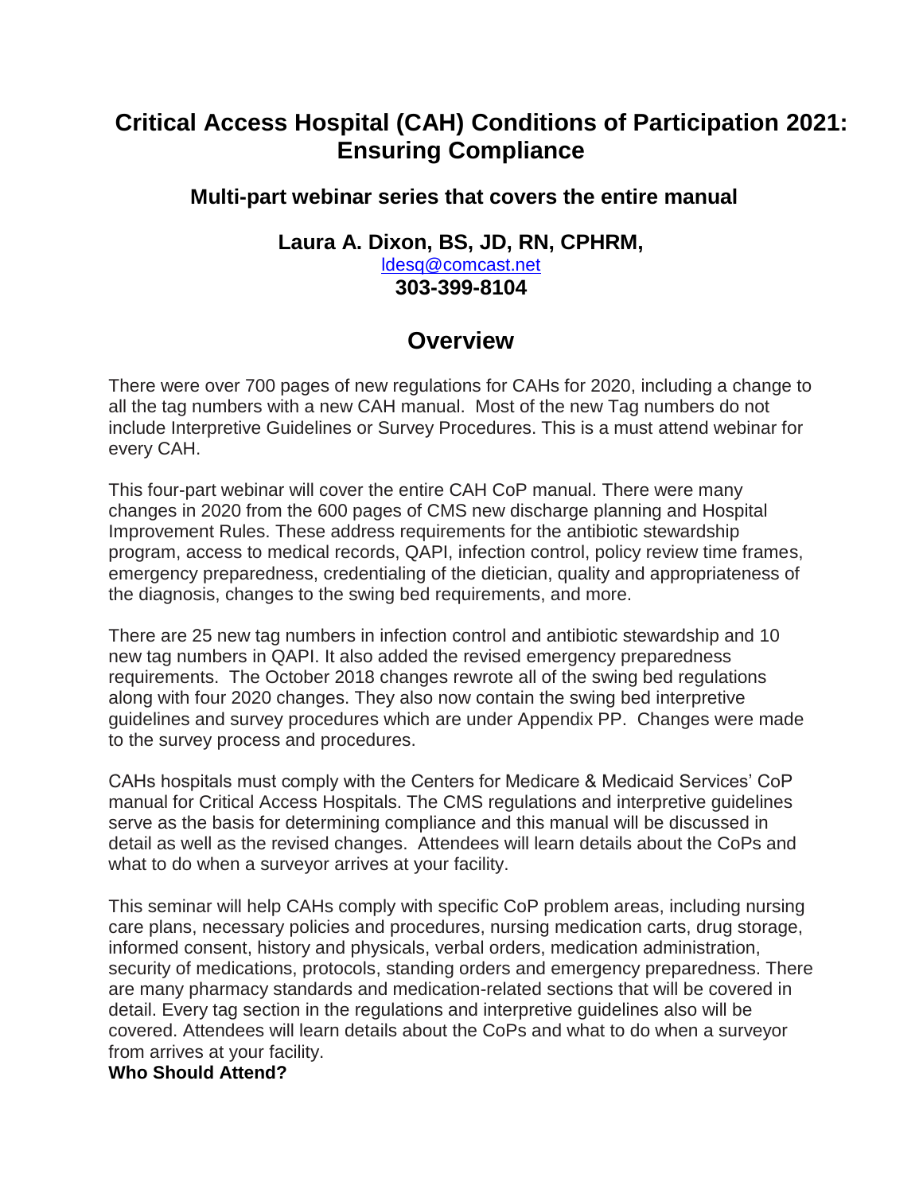# Critical Access Hospital (CAH) Conditions of Participation 2021: Ensuring Compliance

### Multi-part webinar series that covers the entire manual

### Laura A. Dixon, BS, JD, RN, CPHRM,

ldesq@comcast.net

**303-399-8104**

## Overview

There were over 700 pages of new regulations for CAHs for 2020, including a change to all the tag numbers with a new CAH manual. Most of the new Tag numbers do not include Interpretive Guidelines or Survey Procedures. This is a must attend webinar for every CAH.

This four-part webinar will cover the entire CAH CoP manual. There were many changes in 2020 from the 600 pages of CMS new discharge planning and Hospital Improvement Rules. These address requirements for the antibiotic stewardship program, access to medical records, QAPI, infection control, policy review time frames, emergency preparedness, credentialing of the dietician, quality and appropriateness of the diagnosis, changes to the swing bed requirements, and more.

There are 25 new tag numbers in infection control and antibiotic stewardship and 10 new tag numbers in QAPI. It also added the revised emergency preparedness requirements. The October 2018 changes rewrote all of the swing bed regulations along with four 2020 changes. They also now contain the swing bed interpretive guidelines and survey procedures which are under Appendix PP. Changes were made to the survey process and procedures.

CAHs hospitals must comply with the Centers for Medicare & Medicaid Services' CoP manual for Critical Access Hospitals. The CMS regulations and interpretive guidelines serve as the basis for determining compliance and this manual will be discussed in detail as well as the revised changes. Attendees will learn details about the CoPs and what to do when a surveyor arrives at your facility.

This seminar will help CAHs comply with specific CoP problem areas, including nursing care plans, necessary policies and procedures, nursing medication carts, drug storage, informed consent, history and physicals, verbal orders, medication administration, security of medications, protocols, standing orders and emergency preparedness. There are many pharmacy standards and medication-related sections that will be covered in detail. Every tag section in the regulations and interpretive guidelines also will be covered. Attendees will learn details about the CoPs and what to do when a surveyor from arrives at your facility.

**Who Should Attend?**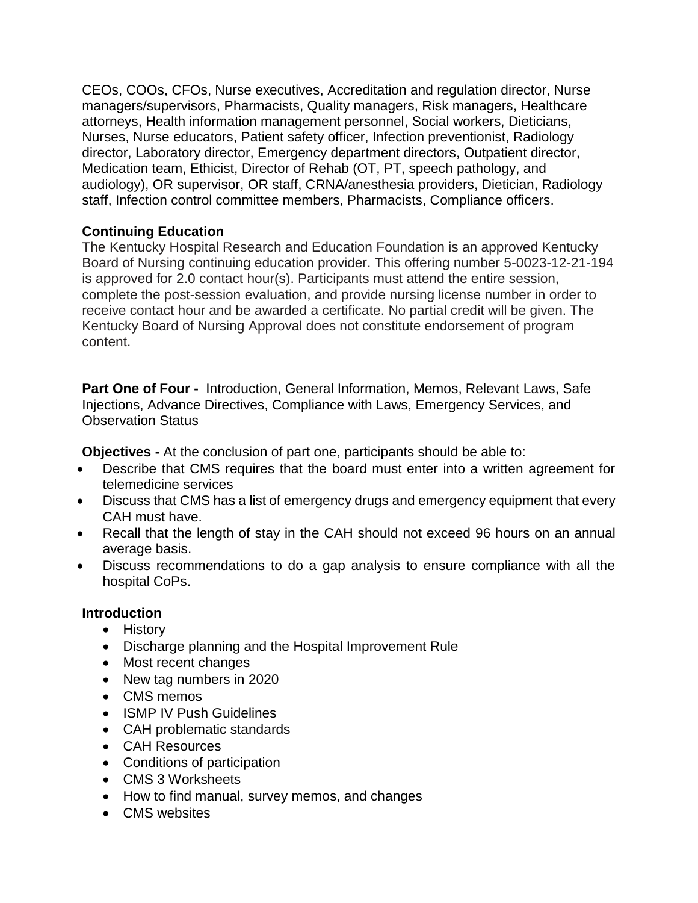CEOs, COOs, CFOs, Nurse executives, Accreditation and regulation director, Nurse managers/supervisors, Pharmacists, Quality managers, Risk managers, Healthcare attorneys, Health information management personnel, Social workers, Dieticians, Nurses, Nurse educators, Patient safety officer, Infection preventionist, Radiology director, Laboratory director, Emergency department directors, Outpatient director, Medication team, Ethicist, Director of Rehab (OT, PT, speech pathology, and audiology), OR supervisor, OR staff, CRNA/anesthesia providers, Dietician, Radiology staff, Infection control committee members, Pharmacists, Compliance officers.

**Continuing Education**

The Kentucky Hospital Research and Education Foundation is an approved Kentucky Board of Nursing continuing education provider. This offering number 5-0023-12-21-194 is approved for 2.0 contact hour(s). Participants must attend the entire session, complete the post-session evaluation, and provide nursing license number in order to receive contact hour and be awarded a certificate. No partial credit will be given. The Kentucky Board of Nursing Approval does not constitute endorsement of program content.

**Part One of Four -** Introduction, General Information, Memos, Relevant Laws, Safe Injections, Advance Directives, Compliance with Laws, Emergency Services, and Observation Status

**Objectives -** At the conclusion of part one, participants should be able to:

- Describe that CMS requires that the board must enter into a written agreement for telemedicine services
- Discuss that CMS has a list of emergency drugs and emergency equipment that every CAH must have.
- Recall that the length of stay in the CAH should not exceed 96 hours on an annual average basis.
- Discuss recommendations to do a gap analysis to ensure compliance with all the hospital CoPs.

**Introduction**

- History
- Discharge planning and the Hospital Improvement Rule
- Most recent changes
- New tag numbers in 2020
- CMS memos
- ISMP IV Push Guidelines
- CAH problematic standards
- CAH Resources
- Conditions of participation
- CMS 3 Worksheets
- How to find manual, survey memos, and changes
- CMS websites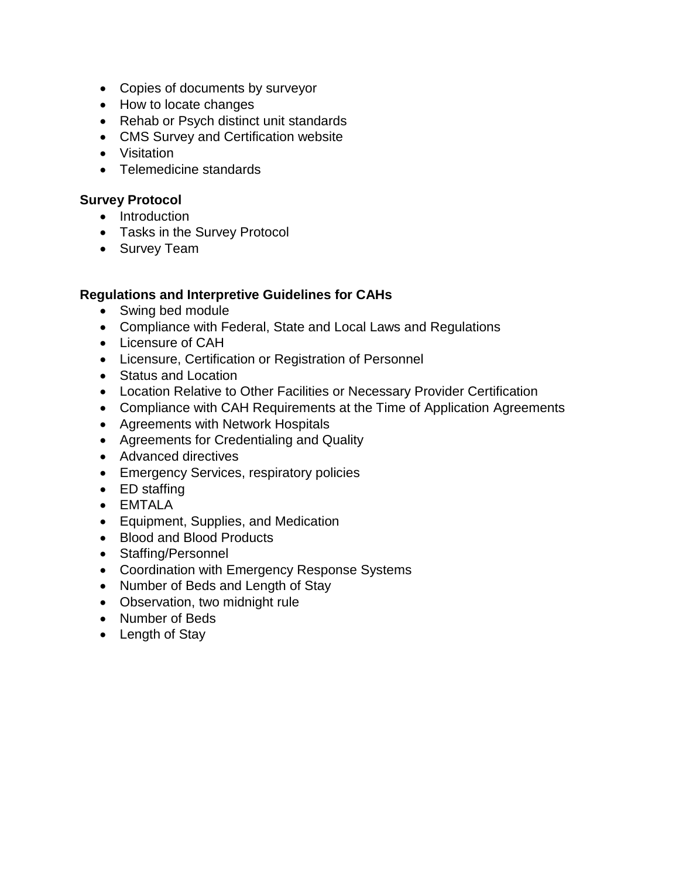- Copies of documents by surveyor
- How to locate changes
- Rehab or Psych distinct unit standards
- CMS Survey and Certification website
- Visitation
- Telemedicine standards

**Survey Protocol**

- Introduction
- Tasks in the Survey Protocol
- Survey Team

**Regulations and Interpretive Guidelines for CAHs**

- Swing bed module
- Compliance with Federal, State and Local Laws and Regulations
- Licensure of CAH
- Licensure, Certification or Registration of Personnel
- Status and Location
- Location Relative to Other Facilities or Necessary Provider Certification
- Compliance with CAH Requirements at the Time of Application Agreements
- Agreements with Network Hospitals
- Agreements for Credentialing and Quality
- Advanced directives
- Emergency Services, respiratory policies
- ED staffing
- EMTALA
- Equipment, Supplies, and Medication
- Blood and Blood Products
- Staffing/Personnel
- Coordination with Emergency Response Systems
- Number of Beds and Length of Stay
- Observation, two midnight rule
- Number of Beds
- Length of Stay